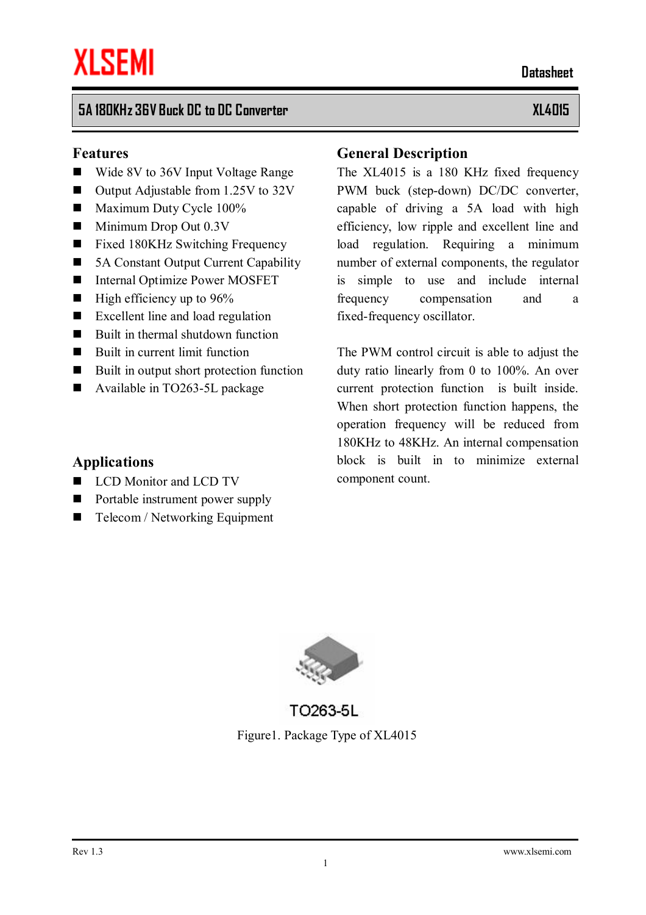XLSEMI

Datasheet

# 5A 180KHz 36V Buck DC to DC Converter — XL4015

## Features

- Wide 8V to 36V Input Voltage Range
- Output Adjustable from 1.25V to 32V
- Maximum Duty Cycle 100%
- Minimum Drop Out 0.3V
- Fixed 180KHz Switching Frequency
- 5A Constant Output Current Capability
- Internal Optimize Power MOSFET
- High efficiency up to 96%
- Excellent line and load regulation
- Built in thermal shutdown function
- Built in current limit function
- Built in output short protection function
- Available in TO263-5L package

## Applications

- LCD Monitor and LCD TV
- Portable instrument power supply
- Telecom / Networking Equipment

## General Description

The XL4015 is a 180 KHz fixed frequency PWM buck (step-down) DC/DC converter, capable of driving a 5A load with high efficiency, low ripple and excellent line and load regulation. Requiring a minimum number of external components, the regulator is simple to use and include internal frequency compensation and a fixed-frequency oscillator.

The PWM control circuit is able to adjust the duty ratio linearly from 0 to 100%. An over current protection function is built inside. When short protection function happens, the operation frequency will be reduced from 180KHz to 48KHz. An internal compensation block is built in to minimize external component count.

TO263-5L

Figure1. Package Type of XL4015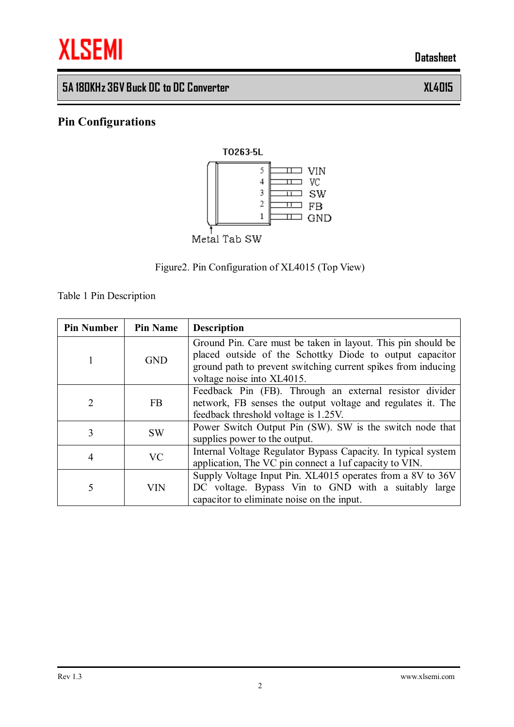## Pin Configurations

TO263-5L

5 VIN
4 VC
3 SW
2 FB
1 GND

Metal Tab SW

Figure2. Pin Configuration of XL4015 (Top View)

Table 1 Pin Description

| Pin Number | Pin Name | Description |
|---|---|---|
| 1 | GND | Ground Pin. Care must be taken in layout. This pin should be placed outside of the Schottky Diode to output capacitor ground path to prevent switching current spikes from inducing voltage noise into XL4015. |
| 2 | FB | Feedback Pin (FB). Through an external resistor divider network, FB senses the output voltage and regulates it. The feedback threshold voltage is 1.25V. |
| 3 | SW | Power Switch Output Pin (SW). SW is the switch node that supplies power to the output. |
| 4 | VC | Internal Voltage Regulator Bypass Capacity. In typical system application, The VC pin connect a 1uf capacity to VIN. |
| 5 | VIN | Supply Voltage Input Pin. XL4015 operates from a 8V to 36V DC voltage. Bypass Vin to GND with a suitably large capacitor to eliminate noise on the input. |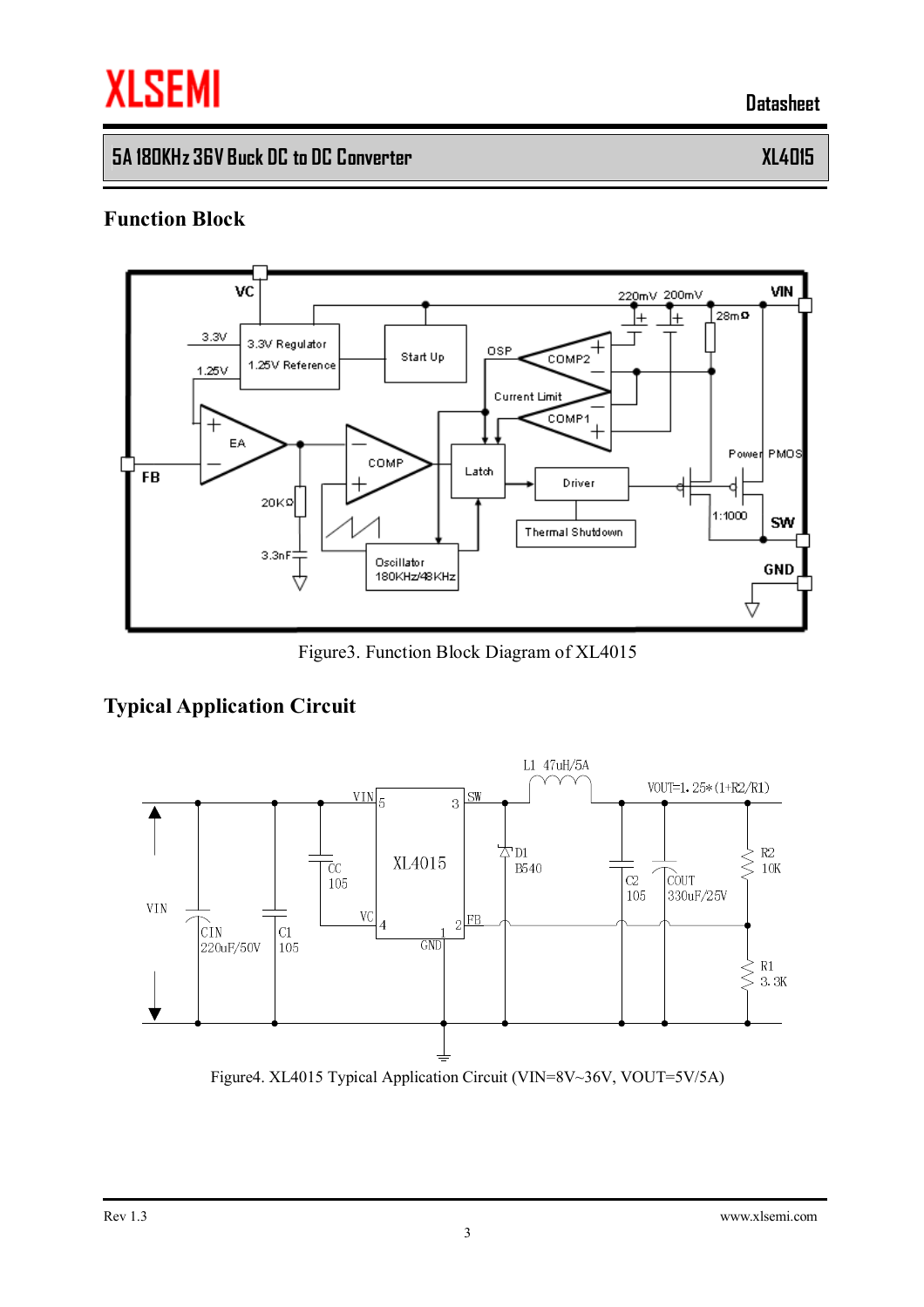## Function Block

Figure3. Function Block Diagram of XL4015

## Typical Application Circuit

Figure4. XL4015 Typical Application Circuit (VIN=8V~36V, VOUT=5V/5A)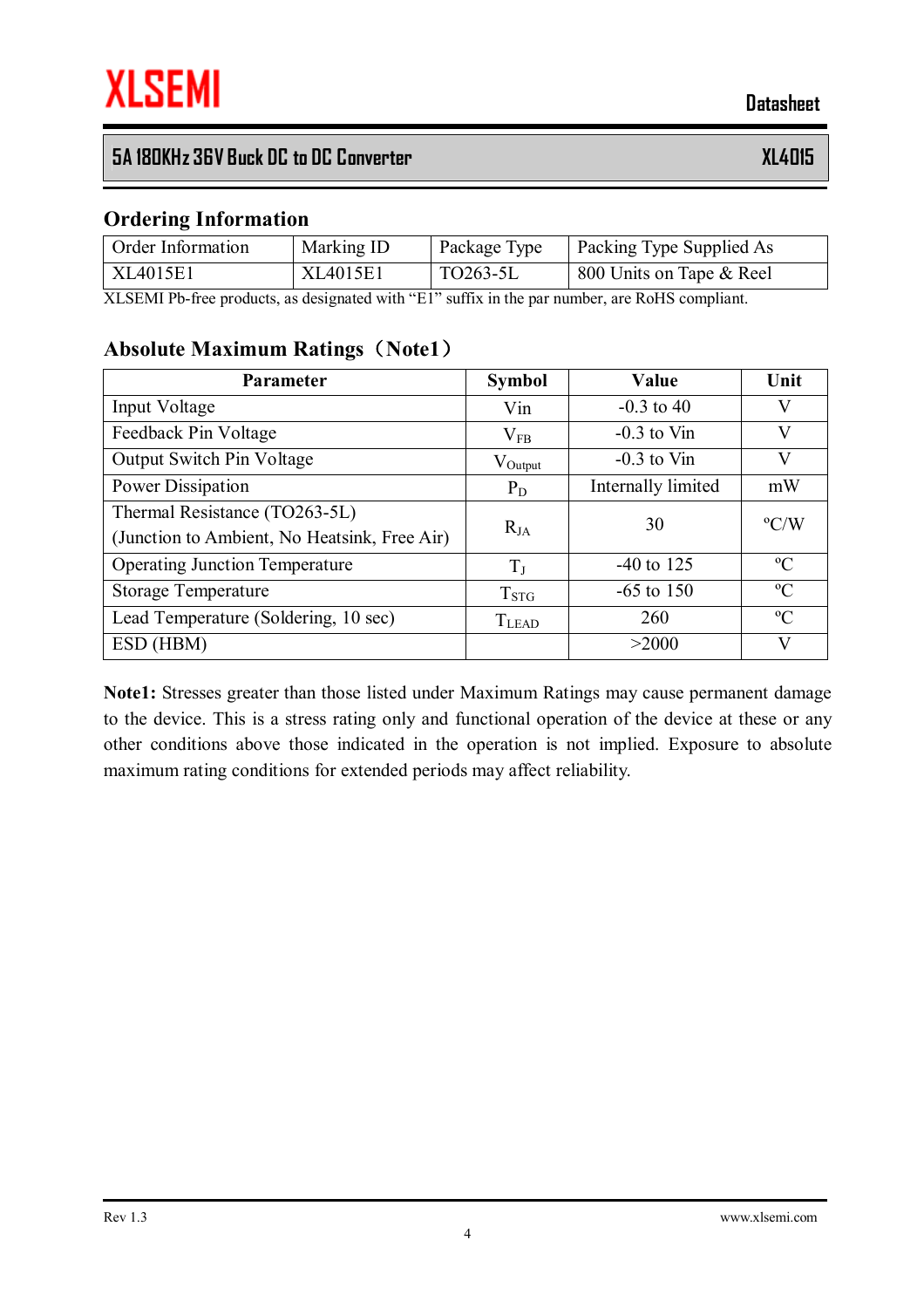## Ordering Information

| Order Information | Marking ID | Package Type | Packing Type Supplied As |
|---|---|---|---|
| XL4015E1 | XL4015E1 | TO263-5L | 800 Units on Tape & Reel |

XLSEMI Pb-free products, as designated with "E1" suffix in the par number, are RoHS compliant.

## Absolute Maximum Ratings（Note1）

| Parameter | Symbol | Value | Unit |
|---|---|---|---|
| Input Voltage | Vin | -0.3 to 40 | V |
| Feedback Pin Voltage | $V_{FB}$ | -0.3 to Vin | V |
| Output Switch Pin Voltage | $V_{Output}$ | -0.3 to Vin | V |
| Power Dissipation | $P_D$ | Internally limited | mW |
| Thermal Resistance (TO263-5L) (Junction to Ambient, No Heatsink, Free Air) | $R_{JA}$ | 30 | ºC/W |
| Operating Junction Temperature | $T_J$ | -40 to 125 | ºC |
| Storage Temperature | $T_{STG}$ | -65 to 150 | ºC |
| Lead Temperature (Soldering, 10 sec) | $T_{LEAD}$ | 260 | ºC |
| ESD (HBM) | | >2000 | V |

**Note1:** Stresses greater than those listed under Maximum Ratings may cause permanent damage to the device. This is a stress rating only and functional operation of the device at these or any other conditions above those indicated in the operation is not implied. Exposure to absolute maximum rating conditions for extended periods may affect reliability.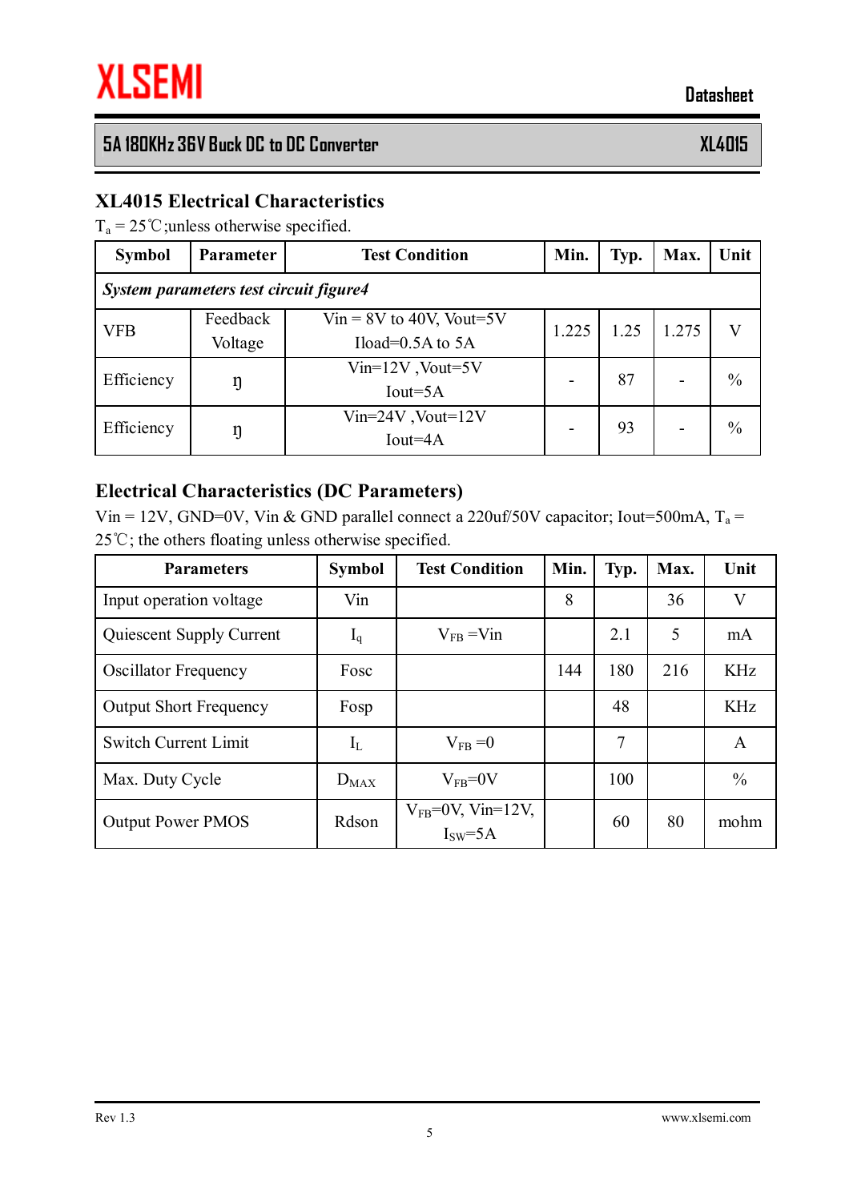## XL4015 Electrical Characteristics

$T_a$ = 25℃;unless otherwise specified.

| Symbol | Parameter | Test Condition | Min. | Typ. | Max. | Unit |
|---|---|---|---|---|---|---|
| *System parameters test circuit figure4* | | | | | | |
| VFB | Feedback Voltage | Vin = 8V to 40V, Vout=5V Iload=0.5A to 5A | 1.225 | 1.25 | 1.275 | V |
| Efficiency | ŋ | Vin=12V ,Vout=5V Iout=5A | - | 87 | - | % |
| Efficiency | ŋ | Vin=24V ,Vout=12V Iout=4A | - | 93 | - | % |

## Electrical Characteristics (DC Parameters)

Vin = 12V, GND=0V, Vin & GND parallel connect a 220uf/50V capacitor; Iout=500mA, $T_a$ = 25℃; the others floating unless otherwise specified.

| Parameters | Symbol | Test Condition | Min. | Typ. | Max. | Unit |
|---|---|---|---|---|---|---|
| Input operation voltage | Vin | | 8 | | 36 | V |
| Quiescent Supply Current | $I_q$ | $V_{FB}$ =Vin | | 2.1 | 5 | mA |
| Oscillator Frequency | Fosc | | 144 | 180 | 216 | KHz |
| Output Short Frequency | Fosp | | | 48 | | KHz |
| Switch Current Limit | $I_L$ | $V_{FB}$ =0 | | 7 | | A |
| Max. Duty Cycle | $D_{MAX}$ | $V_{FB}$=0V | | 100 | | % |
| Output Power PMOS | Rdson | $V_{FB}$=0V, Vin=12V, $I_{SW}$=5A | | 60 | 80 | mohm |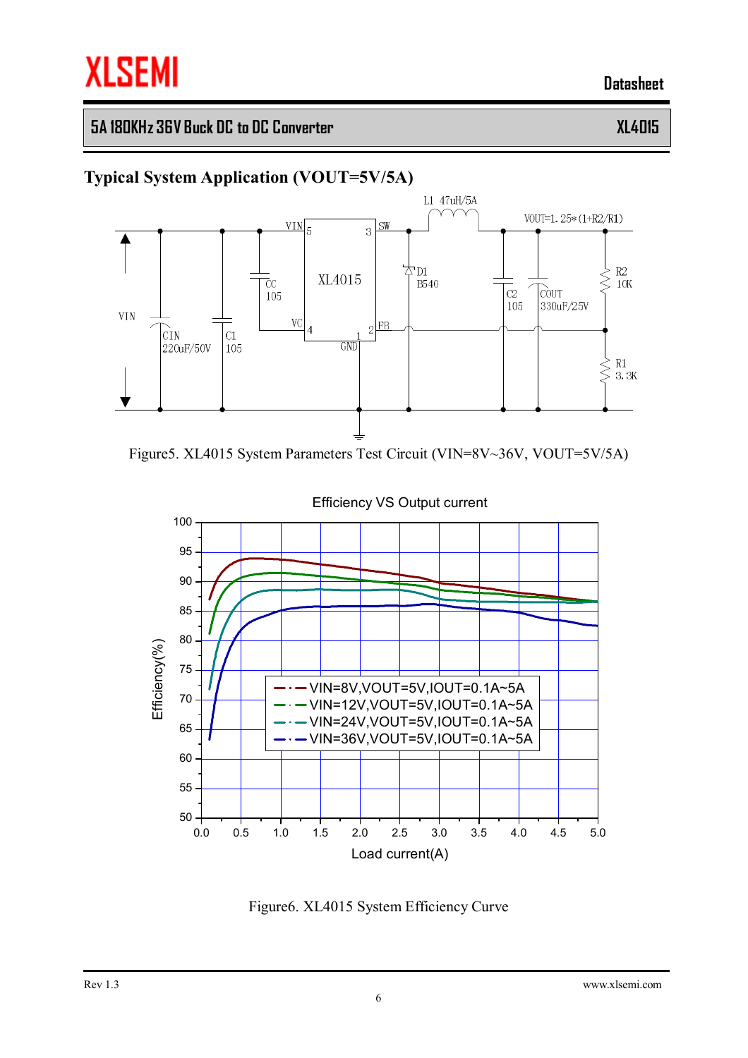## Typical System Application (VOUT=5V/5A)

Figure5. XL4015 System Parameters Test Circuit (VIN=8V~36V, VOUT=5V/5A)

Figure6. XL4015 System Efficiency Curve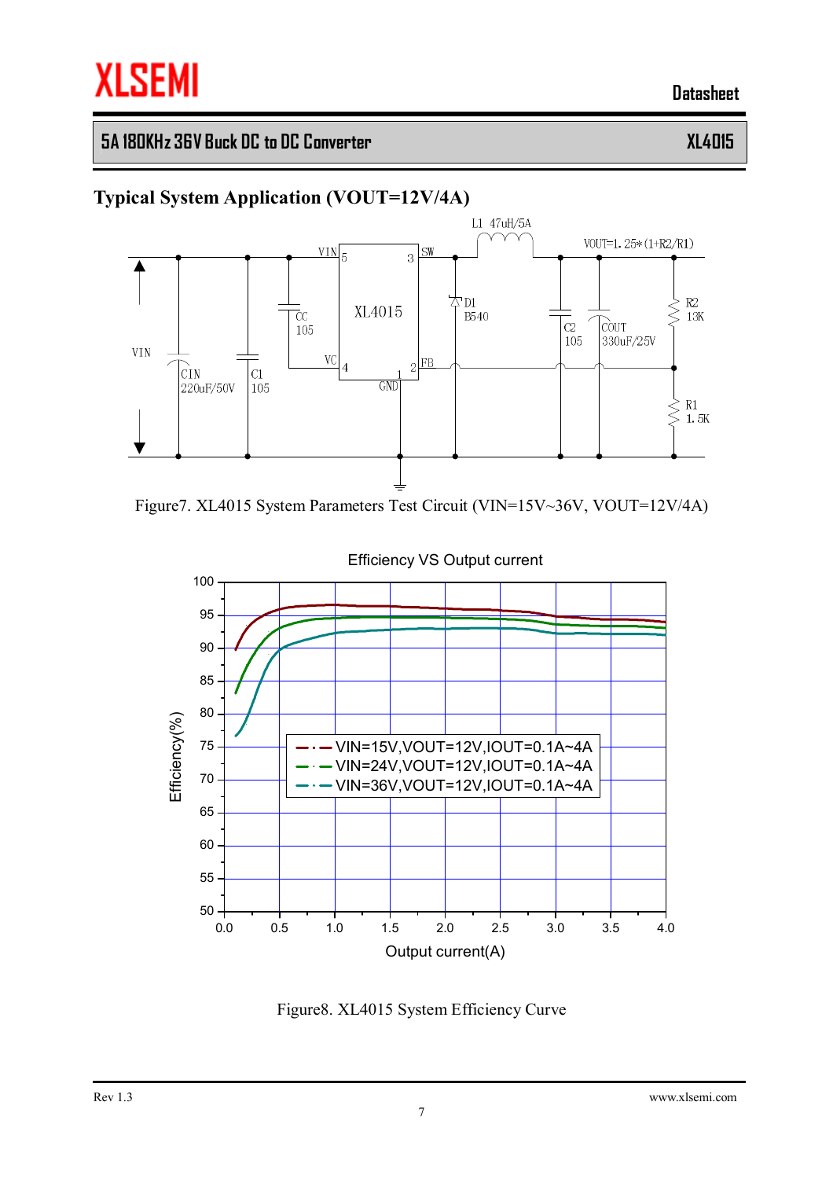## Typical System Application (VOUT=12V/4A)

Figure7. XL4015 System Parameters Test Circuit (VIN=15V~36V, VOUT=12V/4A)

Figure8. XL4015 System Efficiency Curve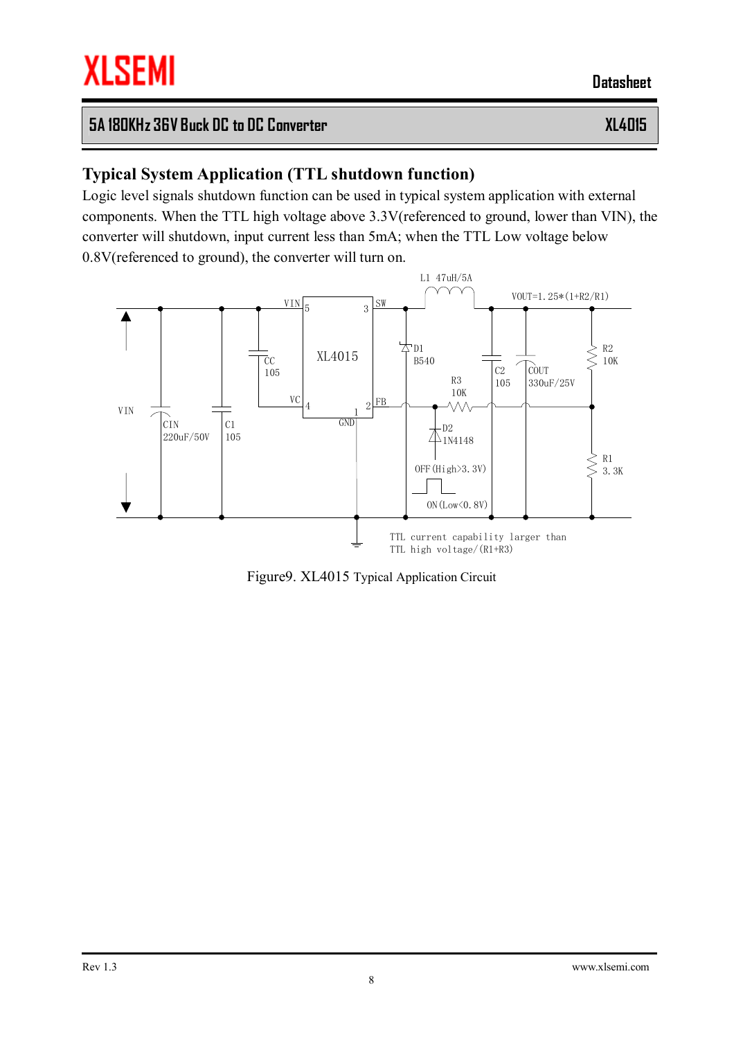## Typical System Application (TTL shutdown function)

Logic level signals shutdown function can be used in typical system application with external components. When the TTL high voltage above 3.3V(referenced to ground, lower than VIN), the converter will shutdown, input current less than 5mA; when the TTL Low voltage below 0.8V(referenced to ground), the converter will turn on.

Figure9. XL4015 Typical Application Circuit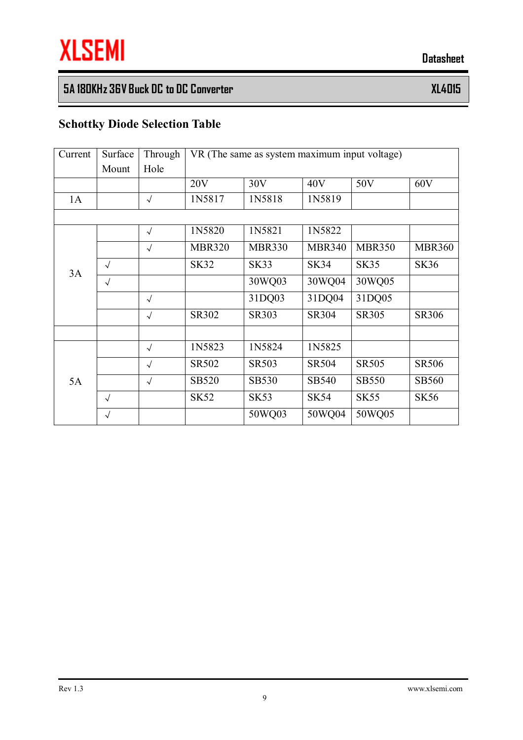## Schottky Diode Selection Table

| Current | Surface Mount | Through Hole | VR (The same as system maximum input voltage) | | | | |
|---|---|---|---|---|---|---|---|
| | | | 20V | 30V | 40V | 50V | 60V |
| 1A | | √ | 1N5817 | 1N5818 | 1N5819 | | |
| | | | | | | | |
| 3A | | √ | 1N5820 | 1N5821 | 1N5822 | | |
| | | √ | MBR320 | MBR330 | MBR340 | MBR350 | MBR360 |
| | √ | | SK32 | SK33 | SK34 | SK35 | SK36 |
| | √ | | | 30WQ03 | 30WQ04 | 30WQ05 | |
| | | √ | | 31DQ03 | 31DQ04 | 31DQ05 | |
| | | √ | SR302 | SR303 | SR304 | SR305 | SR306 |
| | | | | | | | |
| 5A | | √ | 1N5823 | 1N5824 | 1N5825 | | |
| | | √ | SR502 | SR503 | SR504 | SR505 | SR506 |
| | | √ | SB520 | SB530 | SB540 | SB550 | SB560 |
| | √ | | SK52 | SK53 | SK54 | SK55 | SK56 |
| | √ | | | 50WQ03 | 50WQ04 | 50WQ05 | |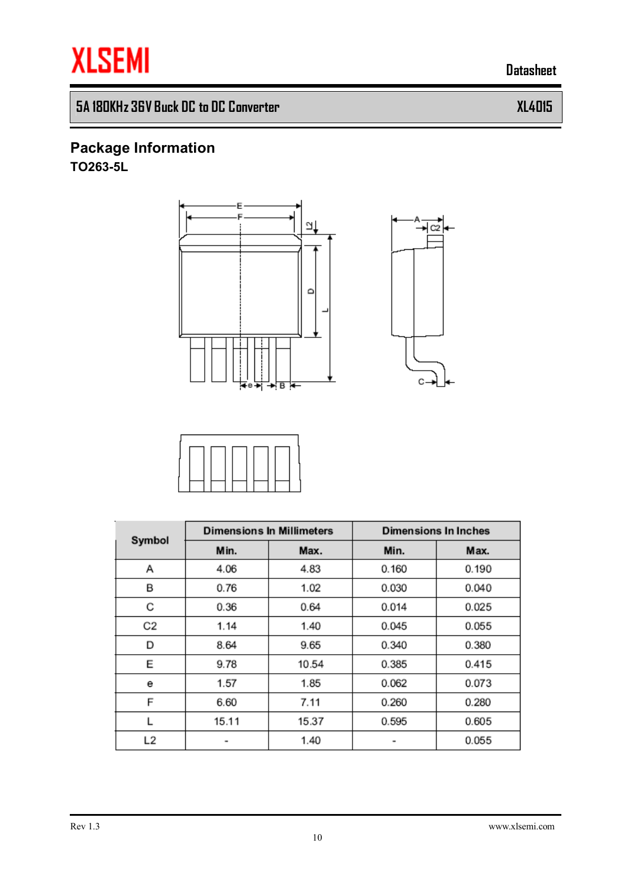## Package Information

**TO263-5L**

| Symbol | Dimensions In Millimeters | | Dimensions In Inches | |
|---|---|---|---|---|
| | Min. | Max. | Min. | Max. |
| A | 4.06 | 4.83 | 0.160 | 0.190 |
| B | 0.76 | 1.02 | 0.030 | 0.040 |
| C | 0.36 | 0.64 | 0.014 | 0.025 |
| C2 | 1.14 | 1.40 | 0.045 | 0.055 |
| D | 8.64 | 9.65 | 0.340 | 0.380 |
| E | 9.78 | 10.54 | 0.385 | 0.415 |
| e | 1.57 | 1.85 | 0.062 | 0.073 |
| F | 6.60 | 7.11 | 0.260 | 0.280 |
| L | 15.11 | 15.37 | 0.595 | 0.605 |
| L2 | - | 1.40 | - | 0.055 |